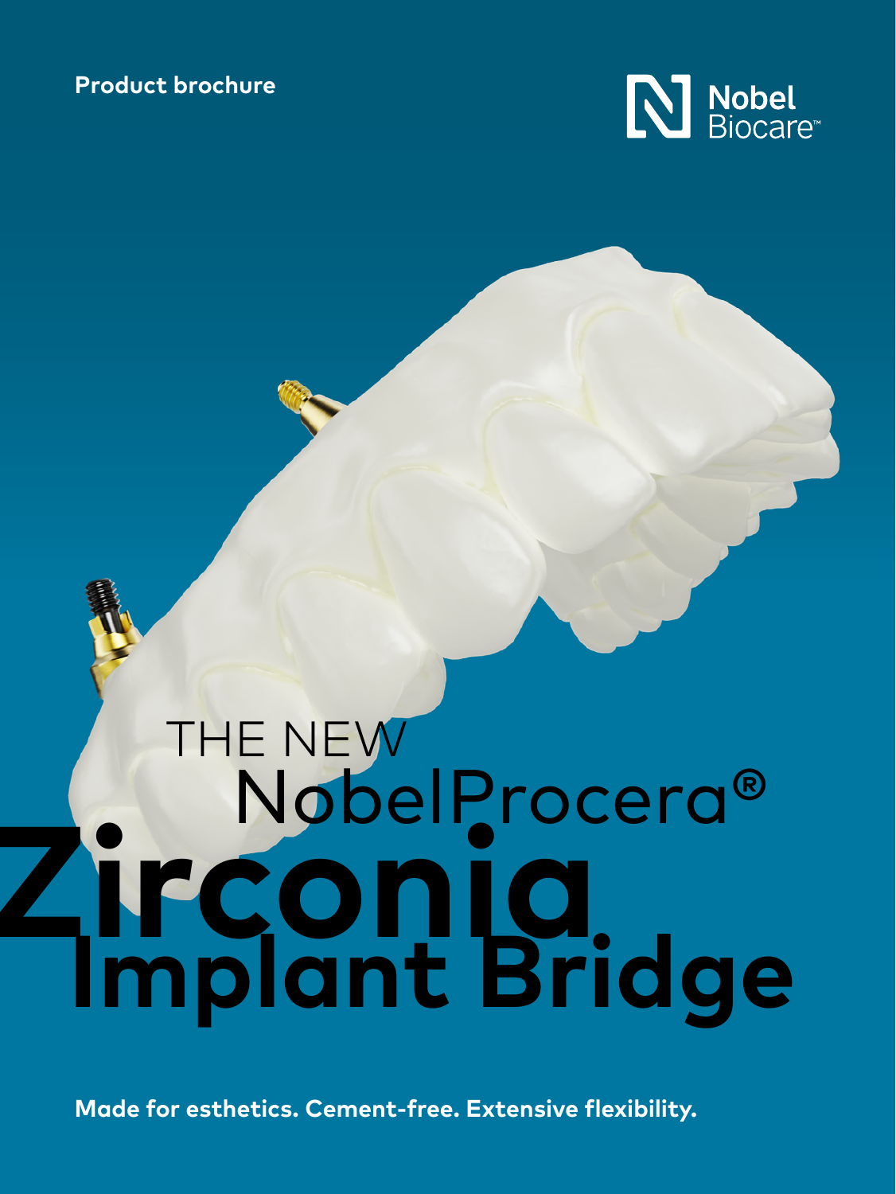Product brochure

Nobel Biocare™

# THE NEW NobelProcera® Zirconia Implant Bridge

**Made for esthetics. Cement-free. Extensive flexibility.**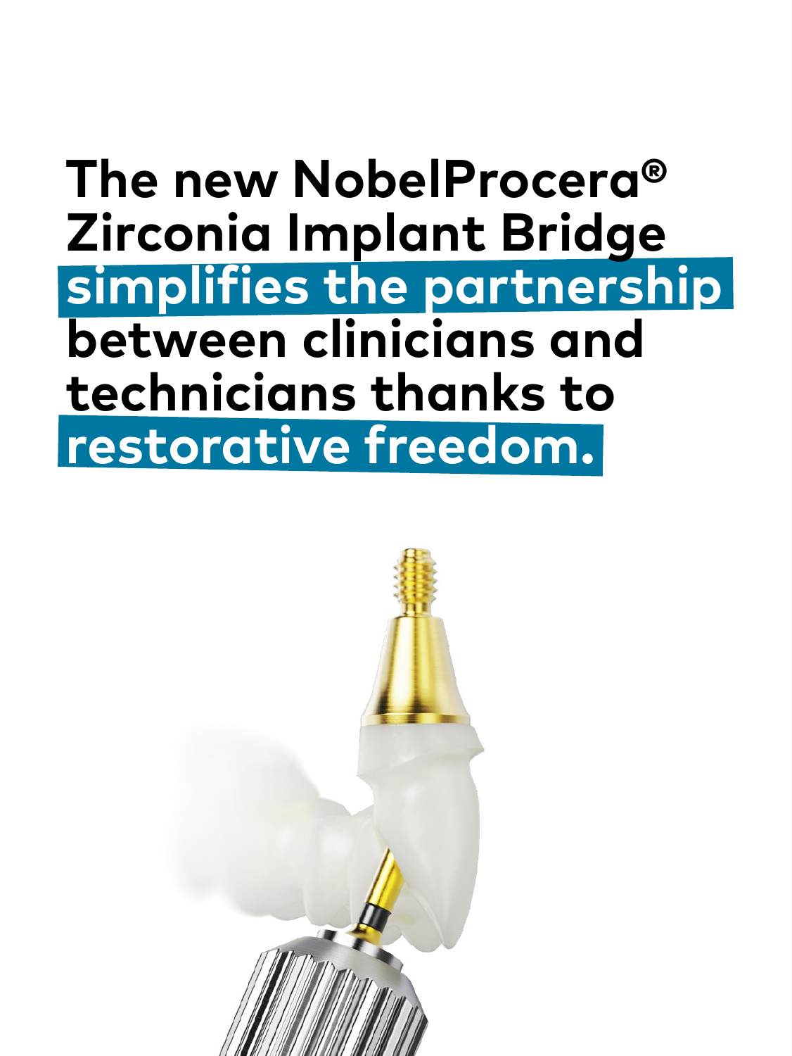# The new NobelProcera® Zirconia Implant Bridge simplifies the partnership between clinicians and technicians thanks to restorative freedom.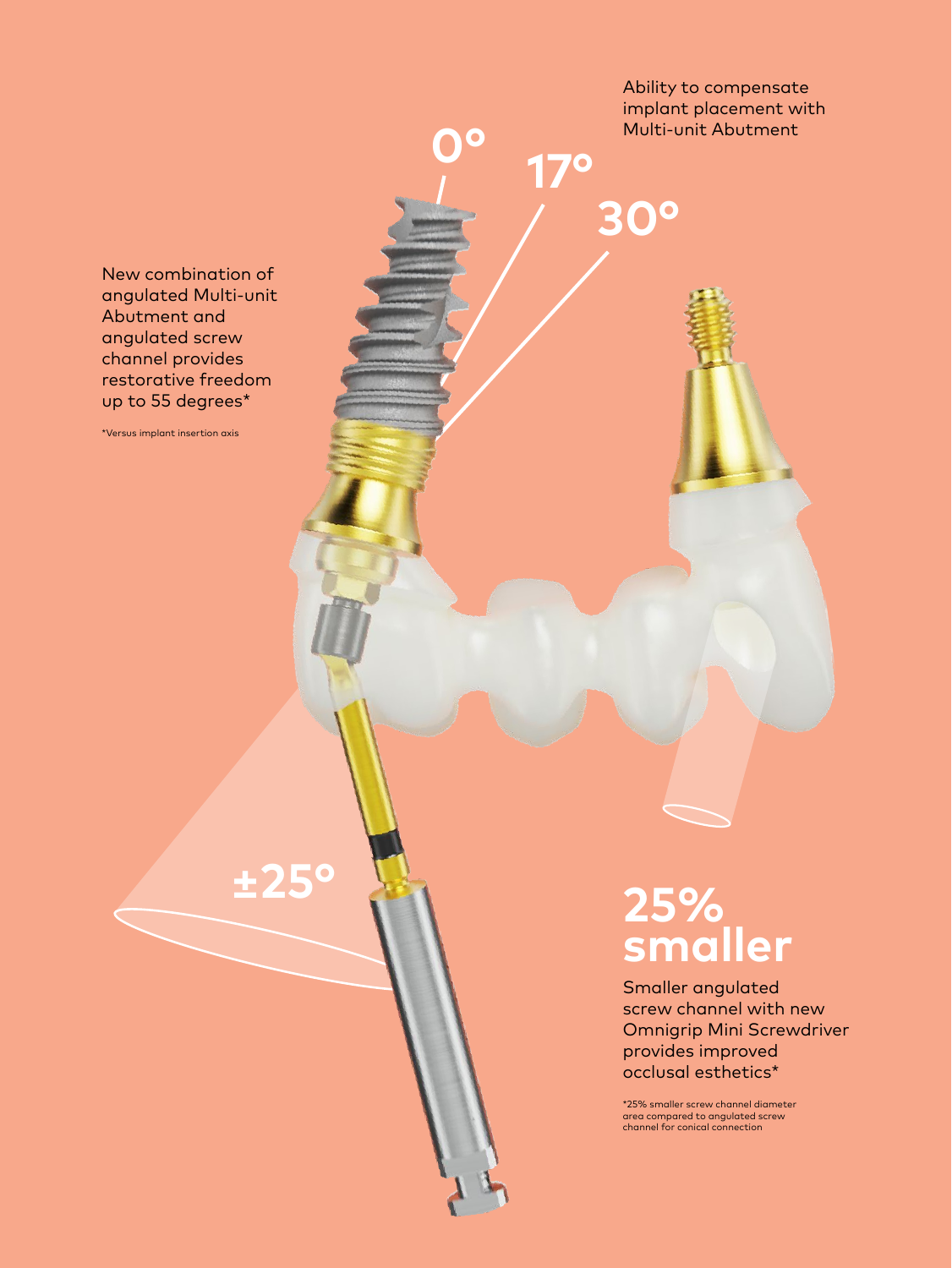Ability to compensate implant placement with Multi-unit Abutment

0°

17°

30°

New combination of angulated Multi-unit Abutment and angulated screw channel provides restorative freedom up to 55 degrees*

*Versus implant insertion axis

±25°

# 25% smaller

Smaller angulated screw channel with new Omnigrip Mini Screwdriver provides improved occlusal esthetics*

*25% smaller screw channel diameter area compared to angulated screw channel for conical connection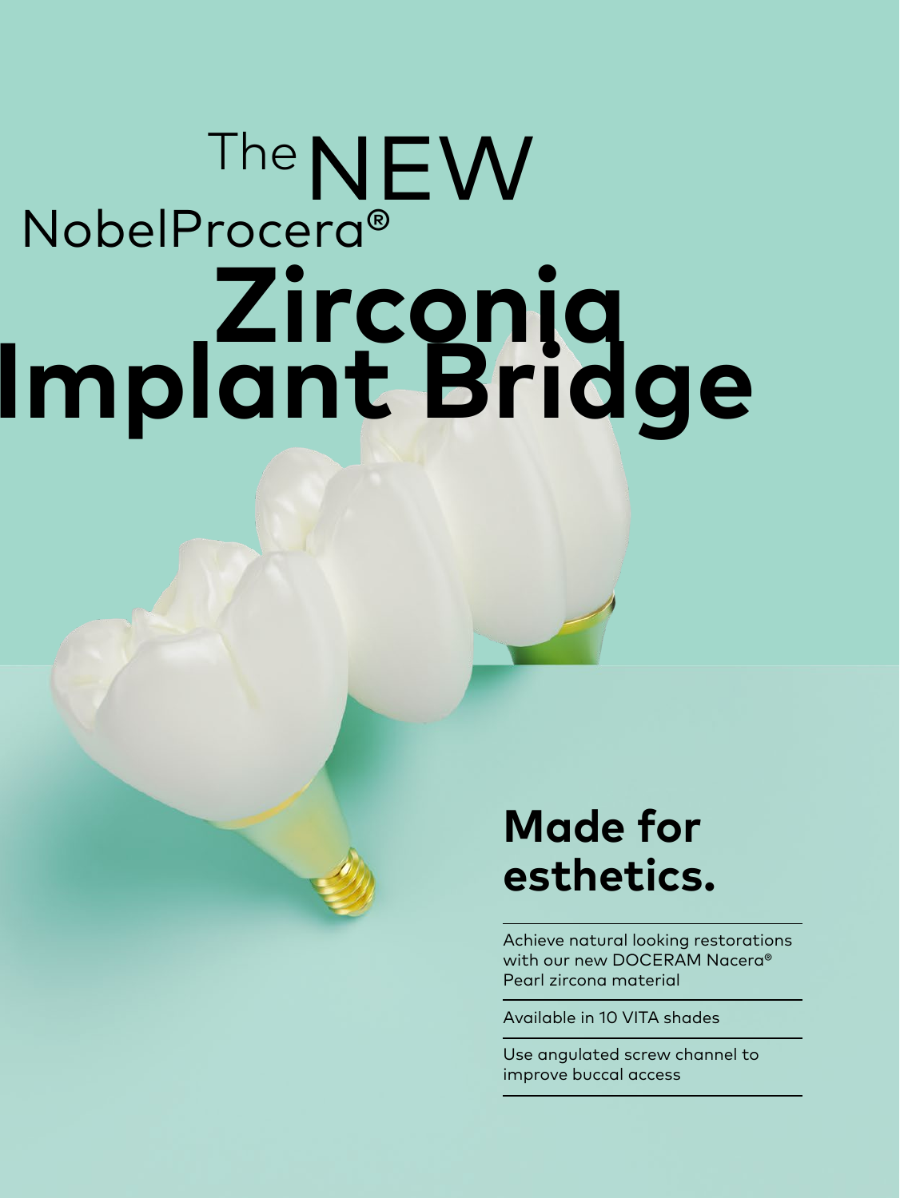# The NEW NobelProcera® Zirconia Implant Bridge

## Made for esthetics.

Achieve natural looking restorations with our new DOCERAM Nacera® Pearl zircona material

Available in 10 VITA shades

Use angulated screw channel to improve buccal access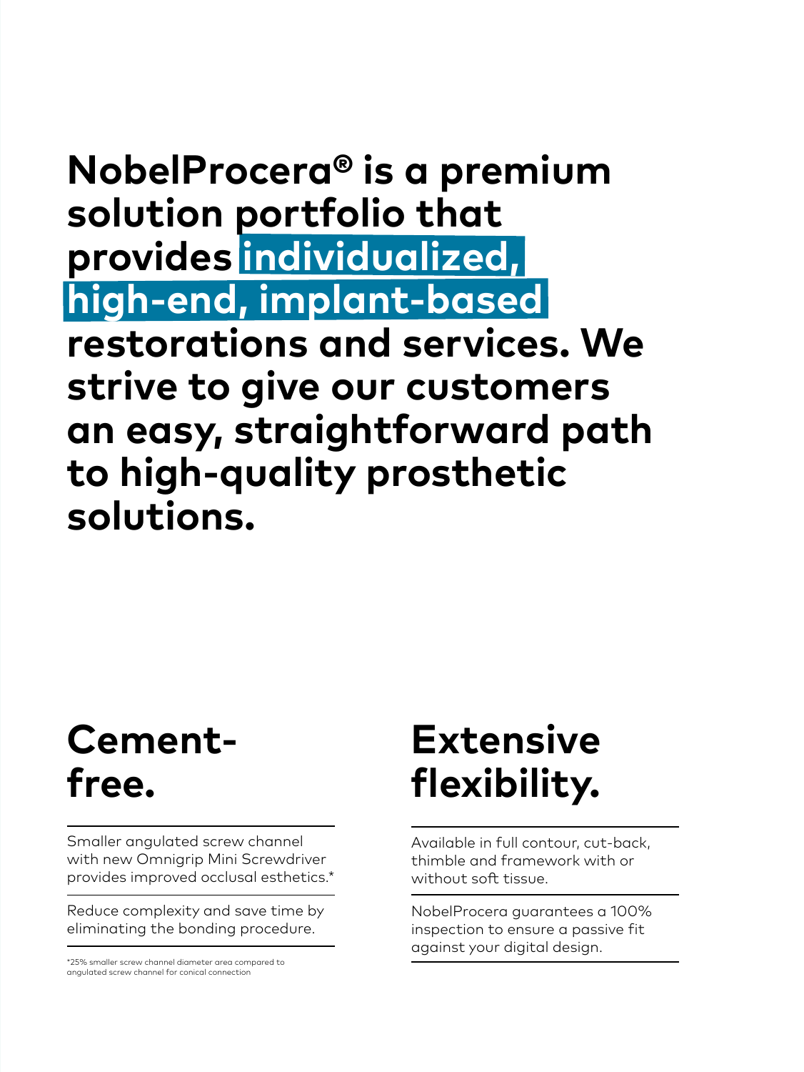# NobelProcera® is a premium solution portfolio that provides individualized, high-end, implant-based restorations and services. We strive to give our customers an easy, straightforward path to high-quality prosthetic solutions.

## Cement-free.

Smaller angulated screw channel with new Omnigrip Mini Screwdriver provides improved occlusal esthetics.*

Reduce complexity and save time by eliminating the bonding procedure.

*25% smaller screw channel diameter area compared to angulated screw channel for conical connection

## Extensive flexibility.

Available in full contour, cut-back, thimble and framework with or without soft tissue.

NobelProcera guarantees a 100% inspection to ensure a passive fit against your digital design.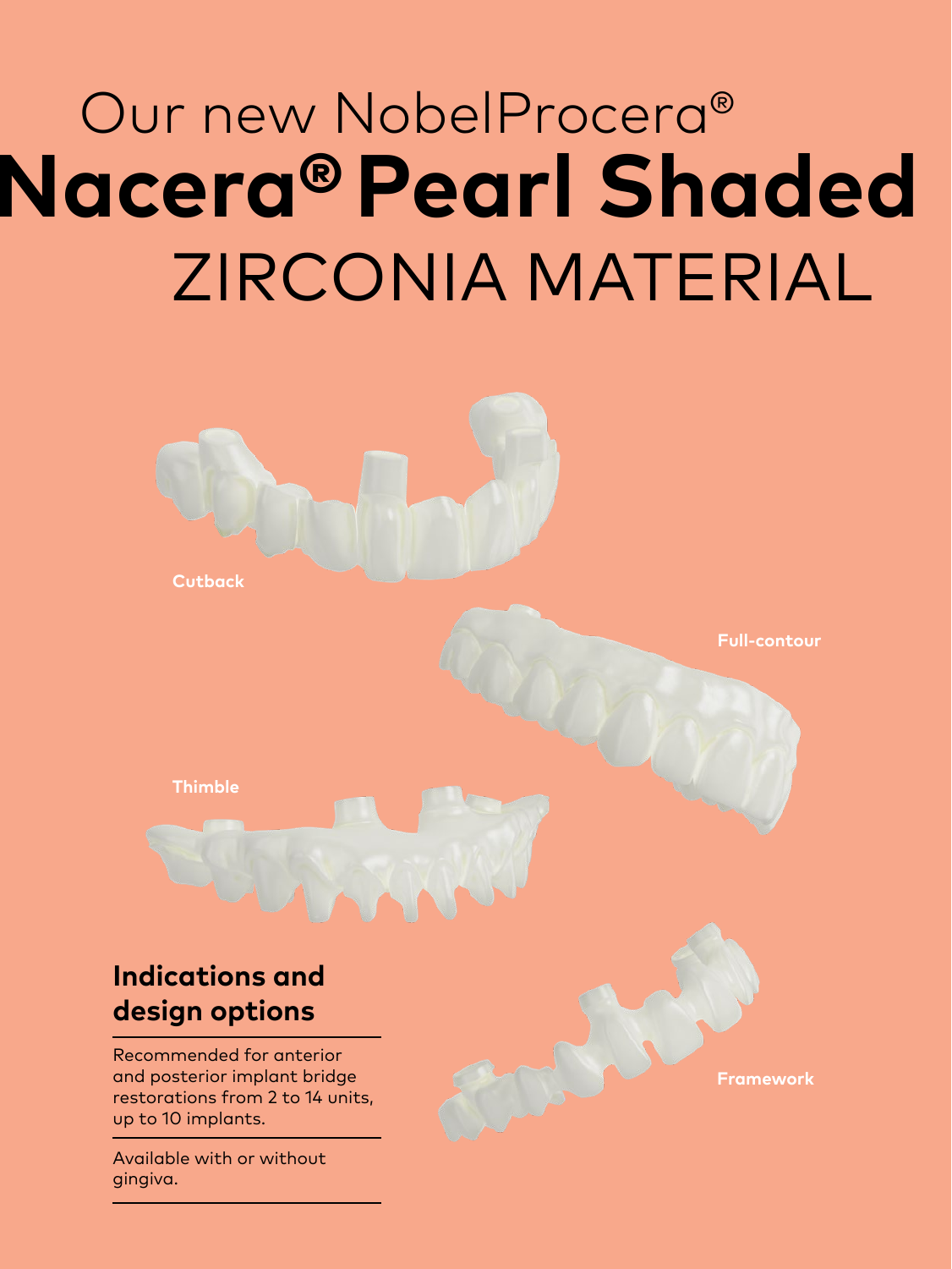# Our new NobelProcera® Nacera® Pearl Shaded ZIRCONIA MATERIAL

Cutback

Full-contour

Thimble

Framework

## Indications and design options

Recommended for anterior and posterior implant bridge restorations from 2 to 14 units, up to 10 implants.

Available with or without gingiva.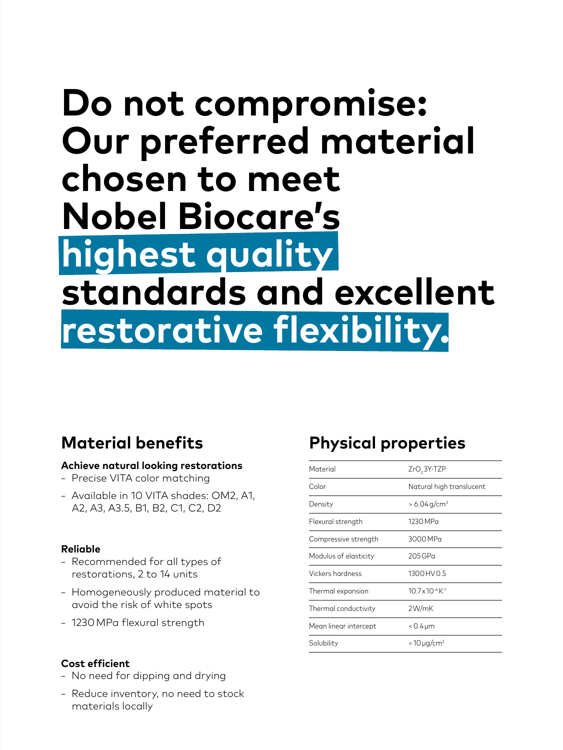# Do not compromise: Our preferred material chosen to meet Nobel Biocare's highest quality standards and excellent restorative flexibility.

## Material benefits

**Achieve natural looking restorations**

- Precise VITA color matching
- Available in 10 VITA shades: OM2, A1, A2, A3, A3.5, B1, B2, C1, C2, D2

**Reliable**

- Recommended for all types of restorations, 2 to 14 units
- Homogeneously produced material to avoid the risk of white spots
- 1230 MPa flexural strength

**Cost efficient**

- No need for dipping and drying
- Reduce inventory, no need to stock materials locally

## Physical properties

| | |
|---|---|
| Material | $ZrO_2$ 3Y-TZP |
| Color | Natural high translucent |
| Density | > 6.04 $g/cm^3$ |
| Flexural strength | 1230 MPa |
| Compressive strength | 3000 MPa |
| Modulus of elasticity | 205 GPa |
| Vickers hardness | 1300 HV 0.5 |
| Thermal expansion | $10.7 \times 10^{-6} K^{-1}$ |
| Thermal conductivity | 2 W/mK |
| Mean linear intercept | < 0.4 μm |
| Solubility | < 10 $\mu g/cm^2$ |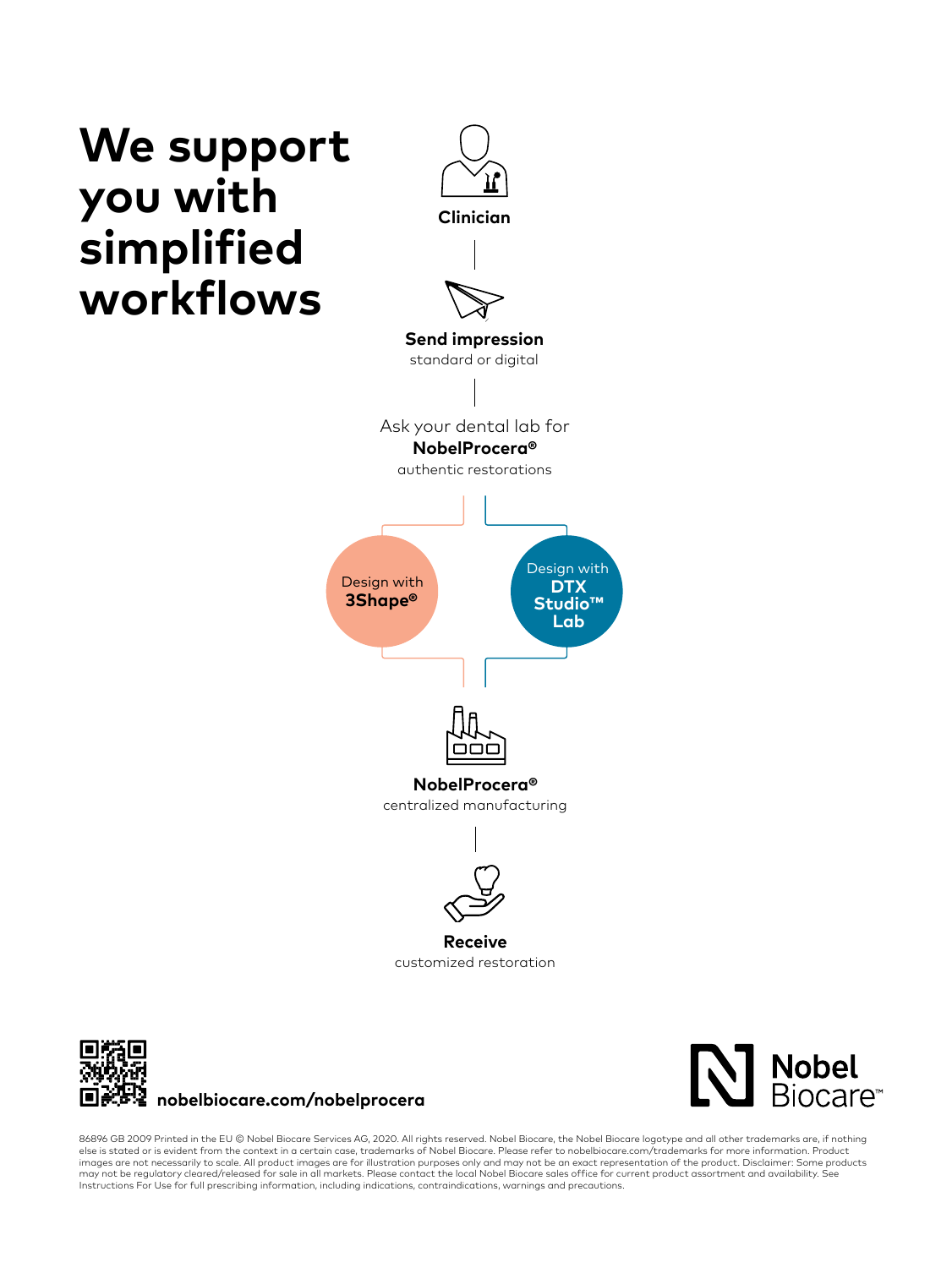# We support you with simplified workflows

**Clinician**

**Send impression**
standard or digital

Ask your dental lab for
**NobelProcera®**
authentic restorations

Design with
**3Shape®**

Design with
**DTX Studio™ Lab**

**NobelProcera®**
centralized manufacturing

**Receive**
customized restoration

**nobelbiocare.com/nobelprocera**

Nobel Biocare™

86896 GB 2009 Printed in the EU © Nobel Biocare Services AG, 2020. All rights reserved. Nobel Biocare, the Nobel Biocare logotype and all other trademarks are, if nothing else is stated or is evident from the context in a certain case, trademarks of Nobel Biocare. Please refer to nobelbiocare.com/trademarks for more information. Product images are not necessarily to scale. All product images are for illustration purposes only and may not be an exact representation of the product. Disclaimer: Some products may not be regulatory cleared/released for sale in all markets. Please contact the local Nobel Biocare sales office for current product assortment and availability. See Instructions For Use for full prescribing information, including indications, contraindications, warnings and precautions.